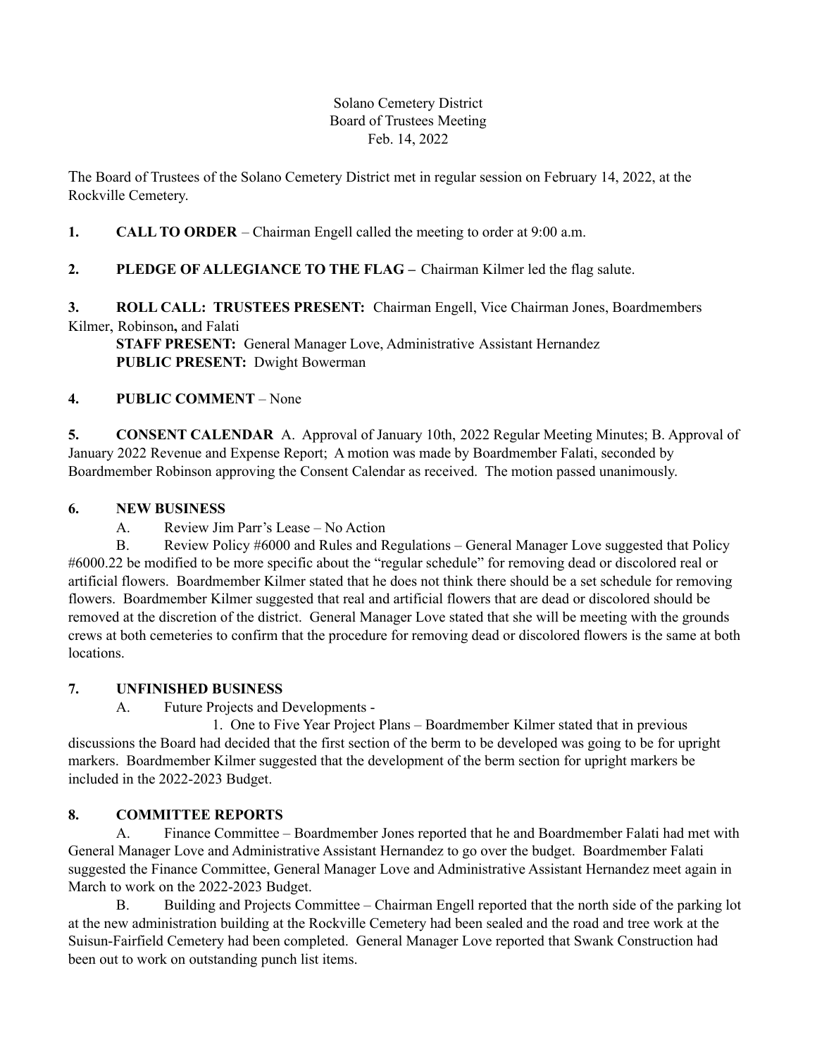Solano Cemetery District
Board of Trustees Meeting
Feb. 14, 2022

The Board of Trustees of the Solano Cemetery District met in regular session on February 14, 2022, at the Rockville Cemetery.

**1. CALL TO ORDER** – Chairman Engell called the meeting to order at 9:00 a.m.

**2. PLEDGE OF ALLEGIANCE TO THE FLAG –** Chairman Kilmer led the flag salute.

**3. ROLL CALL: TRUSTEES PRESENT:** Chairman Engell, Vice Chairman Jones, Boardmembers Kilmer, Robinson**,** and Falati

**STAFF PRESENT:** General Manager Love, Administrative Assistant Hernandez
**PUBLIC PRESENT:** Dwight Bowerman

**4. PUBLIC COMMENT** – None

**5. CONSENT CALENDAR** A. Approval of January 10th, 2022 Regular Meeting Minutes; B. Approval of January 2022 Revenue and Expense Report; A motion was made by Boardmember Falati, seconded by Boardmember Robinson approving the Consent Calendar as received. The motion passed unanimously.

**6. NEW BUSINESS**

A. Review Jim Parr's Lease – No Action

B. Review Policy #6000 and Rules and Regulations – General Manager Love suggested that Policy #6000.22 be modified to be more specific about the "regular schedule" for removing dead or discolored real or artificial flowers. Boardmember Kilmer stated that he does not think there should be a set schedule for removing flowers. Boardmember Kilmer suggested that real and artificial flowers that are dead or discolored should be removed at the discretion of the district. General Manager Love stated that she will be meeting with the grounds crews at both cemeteries to confirm that the procedure for removing dead or discolored flowers is the same at both locations.

**7. UNFINISHED BUSINESS**

A. Future Projects and Developments -

1. One to Five Year Project Plans – Boardmember Kilmer stated that in previous discussions the Board had decided that the first section of the berm to be developed was going to be for upright markers. Boardmember Kilmer suggested that the development of the berm section for upright markers be included in the 2022-2023 Budget.

**8. COMMITTEE REPORTS**

A. Finance Committee – Boardmember Jones reported that he and Boardmember Falati had met with General Manager Love and Administrative Assistant Hernandez to go over the budget. Boardmember Falati suggested the Finance Committee, General Manager Love and Administrative Assistant Hernandez meet again in March to work on the 2022-2023 Budget.

B. Building and Projects Committee – Chairman Engell reported that the north side of the parking lot at the new administration building at the Rockville Cemetery had been sealed and the road and tree work at the Suisun-Fairfield Cemetery had been completed. General Manager Love reported that Swank Construction had been out to work on outstanding punch list items.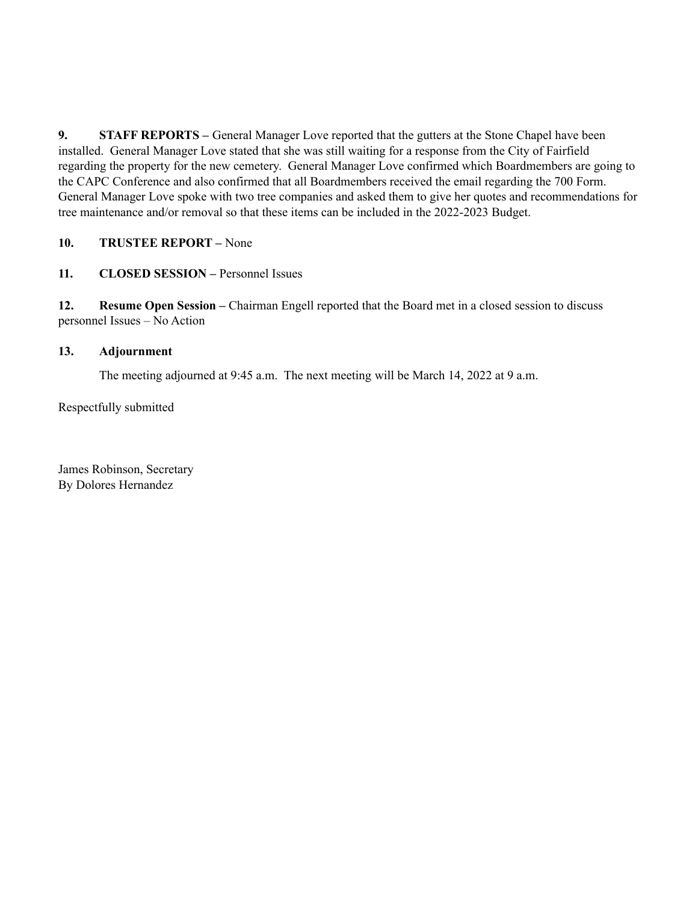**9. STAFF REPORTS –** General Manager Love reported that the gutters at the Stone Chapel have been installed. General Manager Love stated that she was still waiting for a response from the City of Fairfield regarding the property for the new cemetery. General Manager Love confirmed which Boardmembers are going to the CAPC Conference and also confirmed that all Boardmembers received the email regarding the 700 Form. General Manager Love spoke with two tree companies and asked them to give her quotes and recommendations for tree maintenance and/or removal so that these items can be included in the 2022-2023 Budget.

**10. TRUSTEE REPORT –** None

**11. CLOSED SESSION –** Personnel Issues

**12. Resume Open Session –** Chairman Engell reported that the Board met in a closed session to discuss personnel Issues – No Action

**13. Adjournment**

The meeting adjourned at 9:45 a.m. The next meeting will be March 14, 2022 at 9 a.m.

Respectfully submitted

James Robinson, Secretary
By Dolores Hernandez